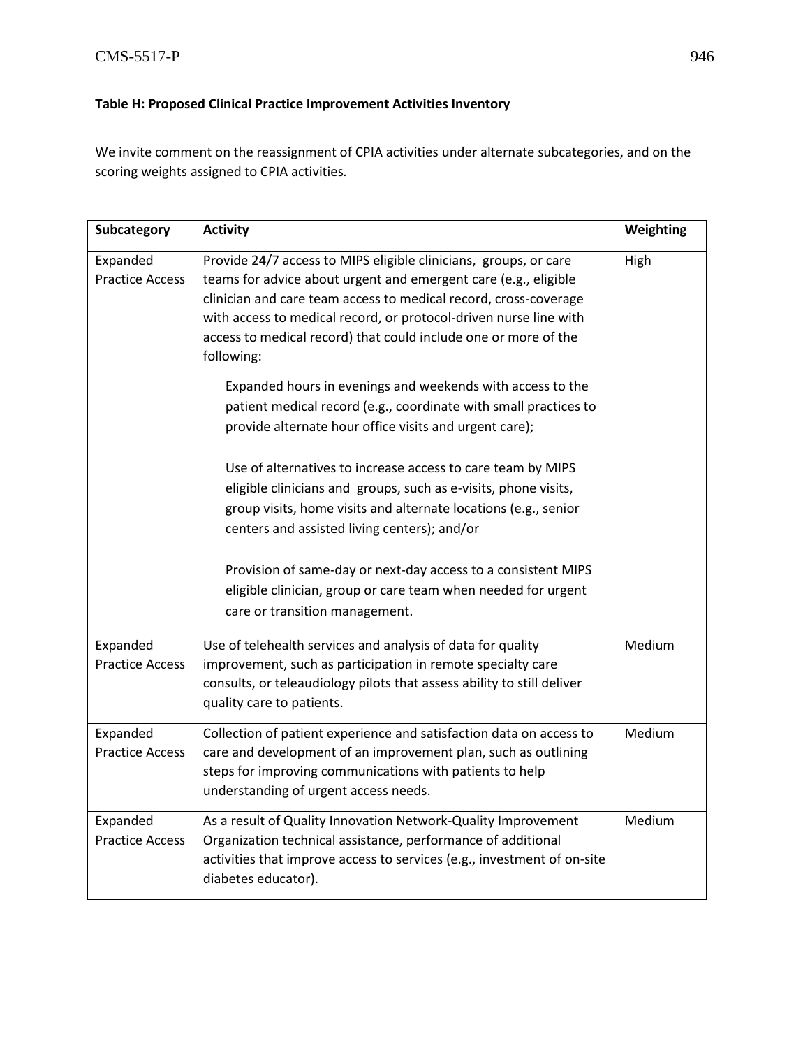**Table H: Proposed Clinical Practice Improvement Activities Inventory**

We invite comment on the reassignment of CPIA activities under alternate subcategories, and on the scoring weights assigned to CPIA activities.

| Subcategory | Activity | Weighting |
|---|---|---|
| Expanded Practice Access | Provide 24/7 access to MIPS eligible clinicians, groups, or care teams for advice about urgent and emergent care (e.g., eligible clinician and care team access to medical record, cross-coverage with access to medical record, or protocol-driven nurse line with access to medical record) that could include one or more of the following:<br><br>Expanded hours in evenings and weekends with access to the patient medical record (e.g., coordinate with small practices to provide alternate hour office visits and urgent care);<br><br>Use of alternatives to increase access to care team by MIPS eligible clinicians and groups, such as e-visits, phone visits, group visits, home visits and alternate locations (e.g., senior centers and assisted living centers); and/or<br><br>Provision of same-day or next-day access to a consistent MIPS eligible clinician, group or care team when needed for urgent care or transition management. | High |
| Expanded Practice Access | Use of telehealth services and analysis of data for quality improvement, such as participation in remote specialty care consults, or teleaudiology pilots that assess ability to still deliver quality care to patients. | Medium |
| Expanded Practice Access | Collection of patient experience and satisfaction data on access to care and development of an improvement plan, such as outlining steps for improving communications with patients to help understanding of urgent access needs. | Medium |
| Expanded Practice Access | As a result of Quality Innovation Network-Quality Improvement Organization technical assistance, performance of additional activities that improve access to services (e.g., investment of on-site diabetes educator). | Medium |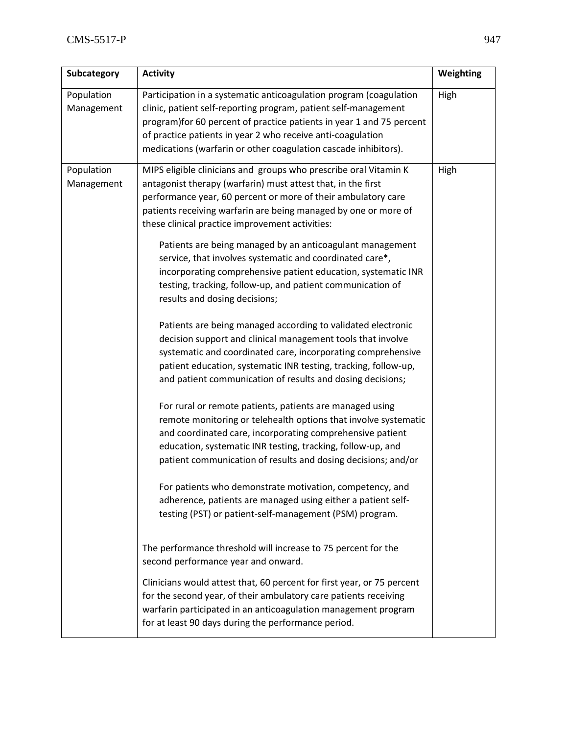| Subcategory | Activity | Weighting |
|---|---|---|
| Population Management | Participation in a systematic anticoagulation program (coagulation clinic, patient self-reporting program, patient self-management program)for 60 percent of practice patients in year 1 and 75 percent of practice patients in year 2 who receive anti-coagulation medications (warfarin or other coagulation cascade inhibitors). | High |
| Population Management | MIPS eligible clinicians and groups who prescribe oral Vitamin K antagonist therapy (warfarin) must attest that, in the first performance year, 60 percent or more of their ambulatory care patients receiving warfarin are being managed by one or more of these clinical practice improvement activities:<br><br>Patients are being managed by an anticoagulant management service, that involves systematic and coordinated care*, incorporating comprehensive patient education, systematic INR testing, tracking, follow-up, and patient communication of results and dosing decisions;<br><br>Patients are being managed according to validated electronic decision support and clinical management tools that involve systematic and coordinated care, incorporating comprehensive patient education, systematic INR testing, tracking, follow-up, and patient communication of results and dosing decisions;<br><br>For rural or remote patients, patients are managed using remote monitoring or telehealth options that involve systematic and coordinated care, incorporating comprehensive patient education, systematic INR testing, tracking, follow-up, and patient communication of results and dosing decisions; and/or<br><br>For patients who demonstrate motivation, competency, and adherence, patients are managed using either a patient self-testing (PST) or patient-self-management (PSM) program.<br><br>The performance threshold will increase to 75 percent for the second performance year and onward.<br><br>Clinicians would attest that, 60 percent for first year, or 75 percent for the second year, of their ambulatory care patients receiving warfarin participated in an anticoagulation management program for at least 90 days during the performance period. | High |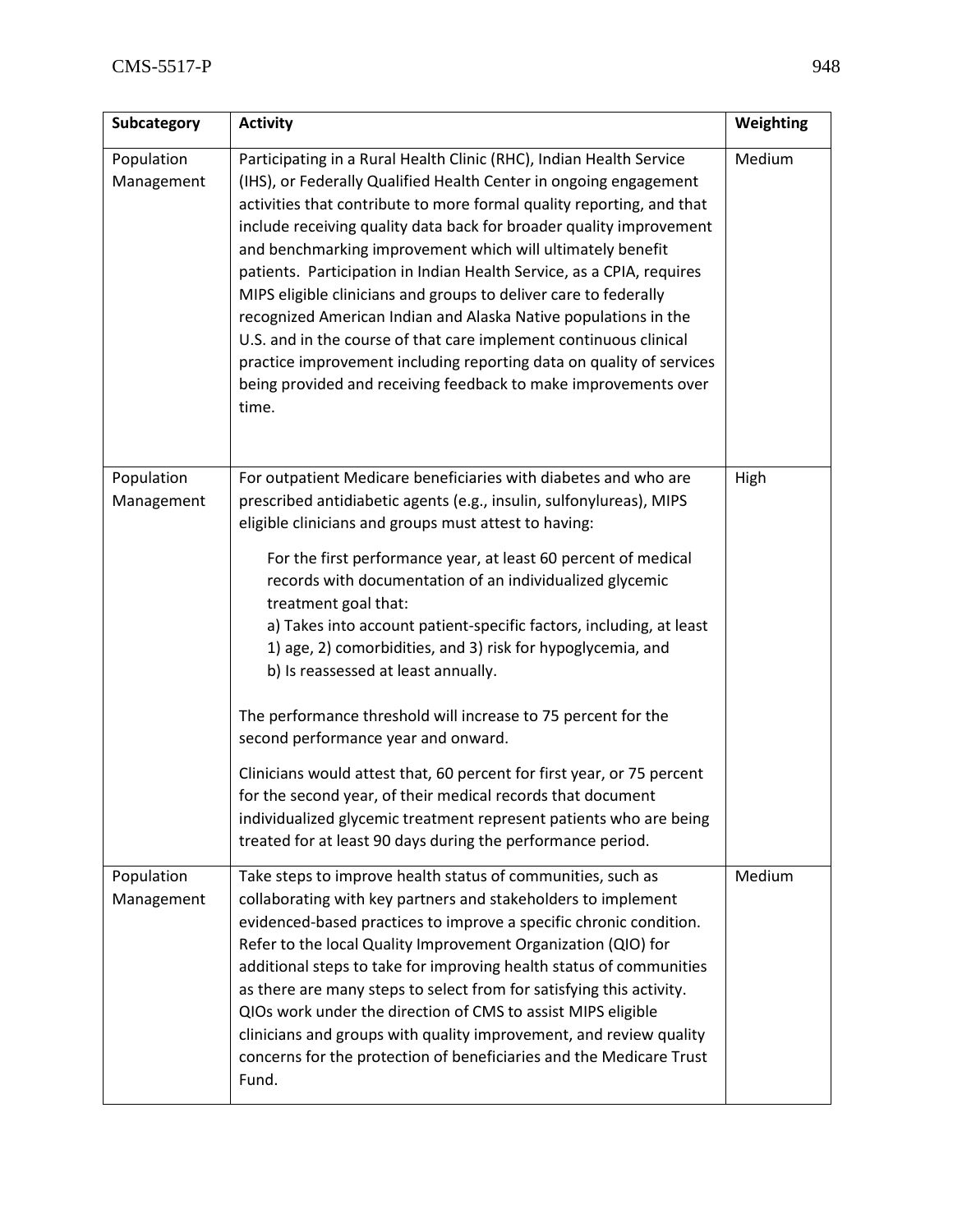| Subcategory | Activity | Weighting |
|---|---|---|
| Population Management | Participating in a Rural Health Clinic (RHC), Indian Health Service (IHS), or Federally Qualified Health Center in ongoing engagement activities that contribute to more formal quality reporting, and that include receiving quality data back for broader quality improvement and benchmarking improvement which will ultimately benefit patients. Participation in Indian Health Service, as a CPIA, requires MIPS eligible clinicians and groups to deliver care to federally recognized American Indian and Alaska Native populations in the U.S. and in the course of that care implement continuous clinical practice improvement including reporting data on quality of services being provided and receiving feedback to make improvements over time. | Medium |
| Population Management | For outpatient Medicare beneficiaries with diabetes and who are prescribed antidiabetic agents (e.g., insulin, sulfonylureas), MIPS eligible clinicians and groups must attest to having: <br><br> For the first performance year, at least 60 percent of medical records with documentation of an individualized glycemic treatment goal that: <br> a) Takes into account patient-specific factors, including, at least 1) age, 2) comorbidities, and 3) risk for hypoglycemia, and <br> b) Is reassessed at least annually. <br><br> The performance threshold will increase to 75 percent for the second performance year and onward. <br><br> Clinicians would attest that, 60 percent for first year, or 75 percent for the second year, of their medical records that document individualized glycemic treatment represent patients who are being treated for at least 90 days during the performance period. | High |
| Population Management | Take steps to improve health status of communities, such as collaborating with key partners and stakeholders to implement evidenced-based practices to improve a specific chronic condition. Refer to the local Quality Improvement Organization (QIO) for additional steps to take for improving health status of communities as there are many steps to select from for satisfying this activity. QIOs work under the direction of CMS to assist MIPS eligible clinicians and groups with quality improvement, and review quality concerns for the protection of beneficiaries and the Medicare Trust Fund. | Medium |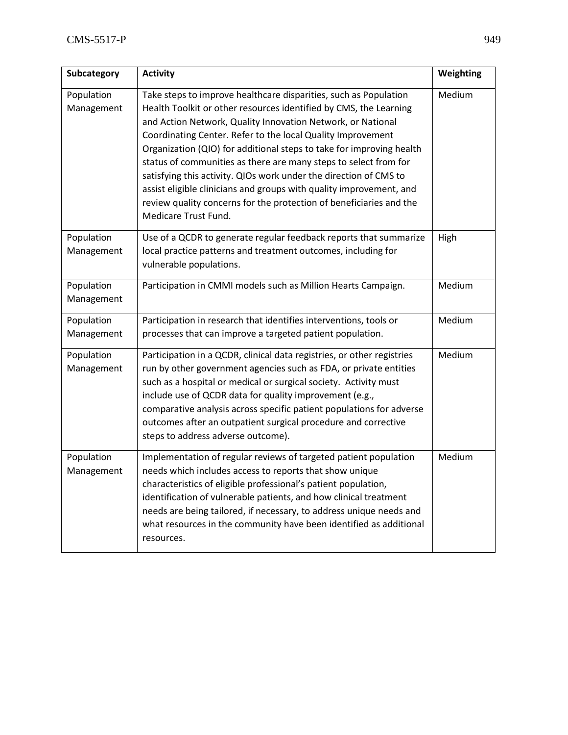| Subcategory | Activity | Weighting |
|---|---|---|
| Population Management | Take steps to improve healthcare disparities, such as Population Health Toolkit or other resources identified by CMS, the Learning and Action Network, Quality Innovation Network, or National Coordinating Center. Refer to the local Quality Improvement Organization (QIO) for additional steps to take for improving health status of communities as there are many steps to select from for satisfying this activity. QIOs work under the direction of CMS to assist eligible clinicians and groups with quality improvement, and review quality concerns for the protection of beneficiaries and the Medicare Trust Fund. | Medium |
| Population Management | Use of a QCDR to generate regular feedback reports that summarize local practice patterns and treatment outcomes, including for vulnerable populations. | High |
| Population Management | Participation in CMMI models such as Million Hearts Campaign. | Medium |
| Population Management | Participation in research that identifies interventions, tools or processes that can improve a targeted patient population. | Medium |
| Population Management | Participation in a QCDR, clinical data registries, or other registries run by other government agencies such as FDA, or private entities such as a hospital or medical or surgical society. Activity must include use of QCDR data for quality improvement (e.g., comparative analysis across specific patient populations for adverse outcomes after an outpatient surgical procedure and corrective steps to address adverse outcome). | Medium |
| Population Management | Implementation of regular reviews of targeted patient population needs which includes access to reports that show unique characteristics of eligible professional's patient population, identification of vulnerable patients, and how clinical treatment needs are being tailored, if necessary, to address unique needs and what resources in the community have been identified as additional resources. | Medium |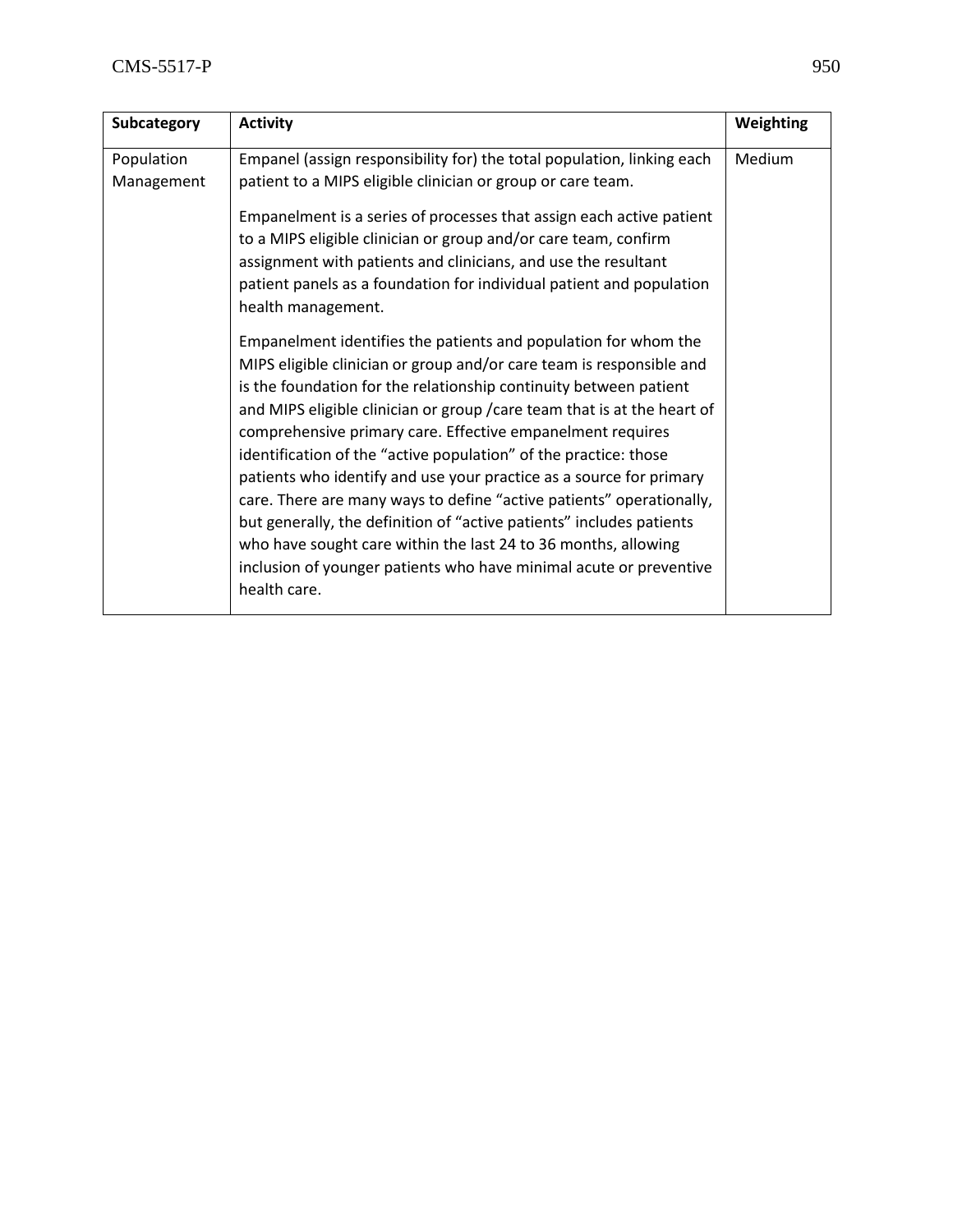| Subcategory | Activity | Weighting |
|---|---|---|
| Population Management | Empanel (assign responsibility for) the total population, linking each patient to a MIPS eligible clinician or group or care team.<br><br>Empanelment is a series of processes that assign each active patient to a MIPS eligible clinician or group and/or care team, confirm assignment with patients and clinicians, and use the resultant patient panels as a foundation for individual patient and population health management.<br><br>Empanelment identifies the patients and population for whom the MIPS eligible clinician or group and/or care team is responsible and is the foundation for the relationship continuity between patient and MIPS eligible clinician or group /care team that is at the heart of comprehensive primary care. Effective empanelment requires identification of the "active population" of the practice: those patients who identify and use your practice as a source for primary care. There are many ways to define "active patients" operationally, but generally, the definition of "active patients" includes patients who have sought care within the last 24 to 36 months, allowing inclusion of younger patients who have minimal acute or preventive health care. | Medium |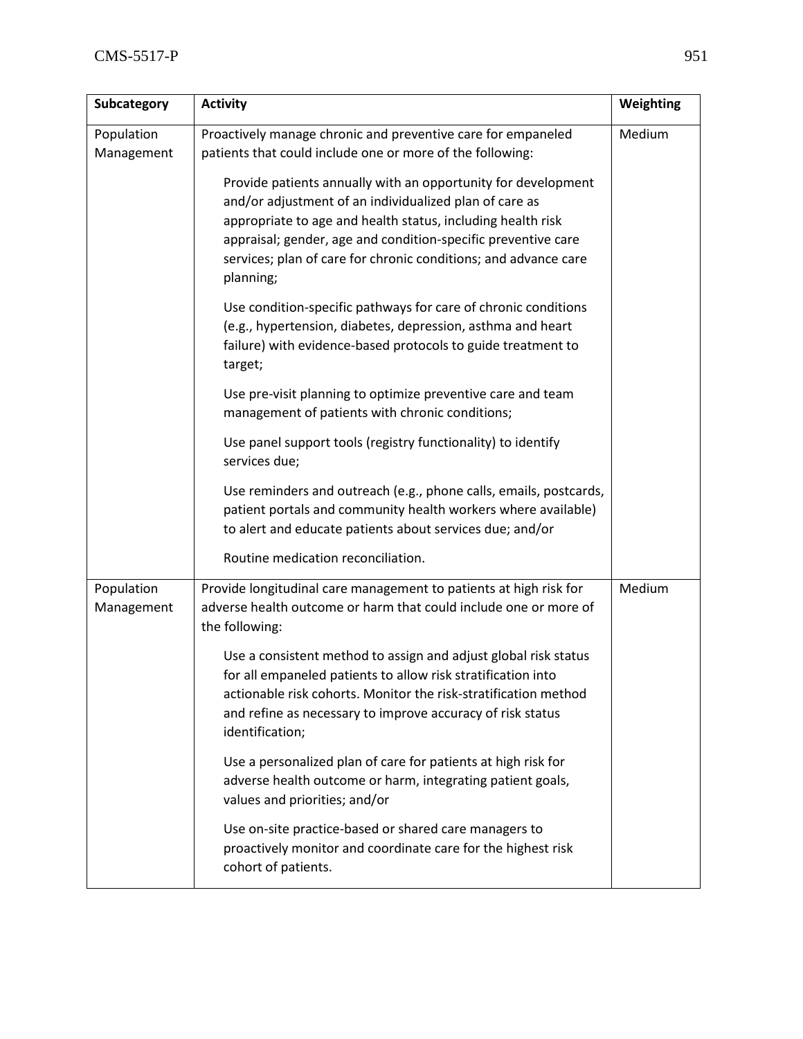| Subcategory | Activity | Weighting |
|---|---|---|
| Population Management | Proactively manage chronic and preventive care for empaneled patients that could include one or more of the following:<br><br>Provide patients annually with an opportunity for development and/or adjustment of an individualized plan of care as appropriate to age and health status, including health risk appraisal; gender, age and condition-specific preventive care services; plan of care for chronic conditions; and advance care planning;<br><br>Use condition-specific pathways for care of chronic conditions (e.g., hypertension, diabetes, depression, asthma and heart failure) with evidence-based protocols to guide treatment to target;<br><br>Use pre-visit planning to optimize preventive care and team management of patients with chronic conditions;<br><br>Use panel support tools (registry functionality) to identify services due;<br><br>Use reminders and outreach (e.g., phone calls, emails, postcards, patient portals and community health workers where available) to alert and educate patients about services due; and/or<br><br>Routine medication reconciliation. | Medium |
| Population Management | Provide longitudinal care management to patients at high risk for adverse health outcome or harm that could include one or more of the following:<br><br>Use a consistent method to assign and adjust global risk status for all empaneled patients to allow risk stratification into actionable risk cohorts. Monitor the risk-stratification method and refine as necessary to improve accuracy of risk status identification;<br><br>Use a personalized plan of care for patients at high risk for adverse health outcome or harm, integrating patient goals, values and priorities; and/or<br><br>Use on-site practice-based or shared care managers to proactively monitor and coordinate care for the highest risk cohort of patients. | Medium |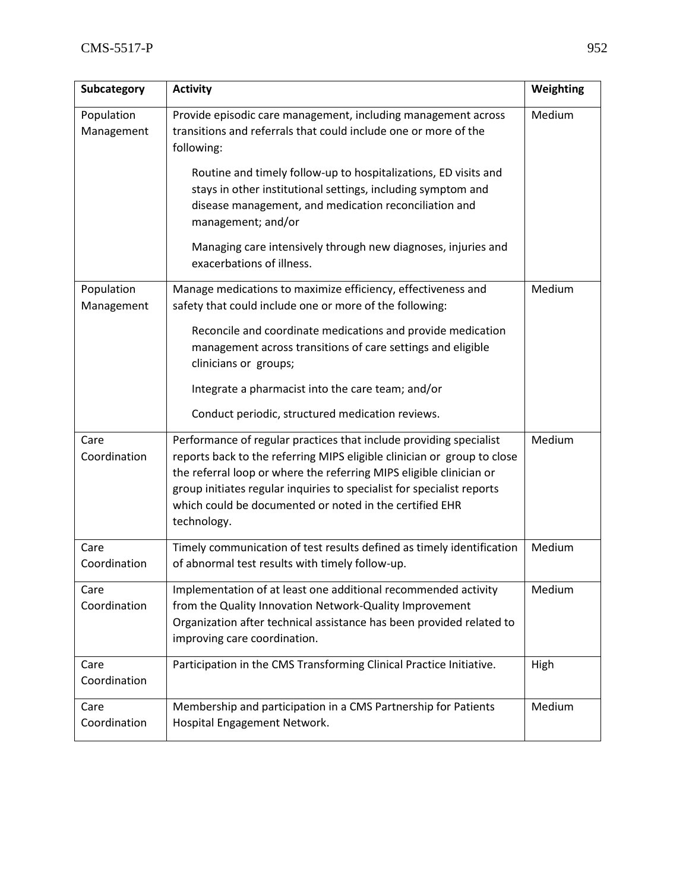| Subcategory | Activity | Weighting |
|---|---|---|
| Population Management | Provide episodic care management, including management across transitions and referrals that could include one or more of the following:<br><br>Routine and timely follow-up to hospitalizations, ED visits and stays in other institutional settings, including symptom and disease management, and medication reconciliation and management; and/or<br><br>Managing care intensively through new diagnoses, injuries and exacerbations of illness. | Medium |
| Population Management | Manage medications to maximize efficiency, effectiveness and safety that could include one or more of the following:<br><br>Reconcile and coordinate medications and provide medication management across transitions of care settings and eligible clinicians or groups;<br><br>Integrate a pharmacist into the care team; and/or<br><br>Conduct periodic, structured medication reviews. | Medium |
| Care Coordination | Performance of regular practices that include providing specialist reports back to the referring MIPS eligible clinician or group to close the referral loop or where the referring MIPS eligible clinician or group initiates regular inquiries to specialist for specialist reports which could be documented or noted in the certified EHR technology. | Medium |
| Care Coordination | Timely communication of test results defined as timely identification of abnormal test results with timely follow-up. | Medium |
| Care Coordination | Implementation of at least one additional recommended activity from the Quality Innovation Network-Quality Improvement Organization after technical assistance has been provided related to improving care coordination. | Medium |
| Care Coordination | Participation in the CMS Transforming Clinical Practice Initiative. | High |
| Care Coordination | Membership and participation in a CMS Partnership for Patients Hospital Engagement Network. | Medium |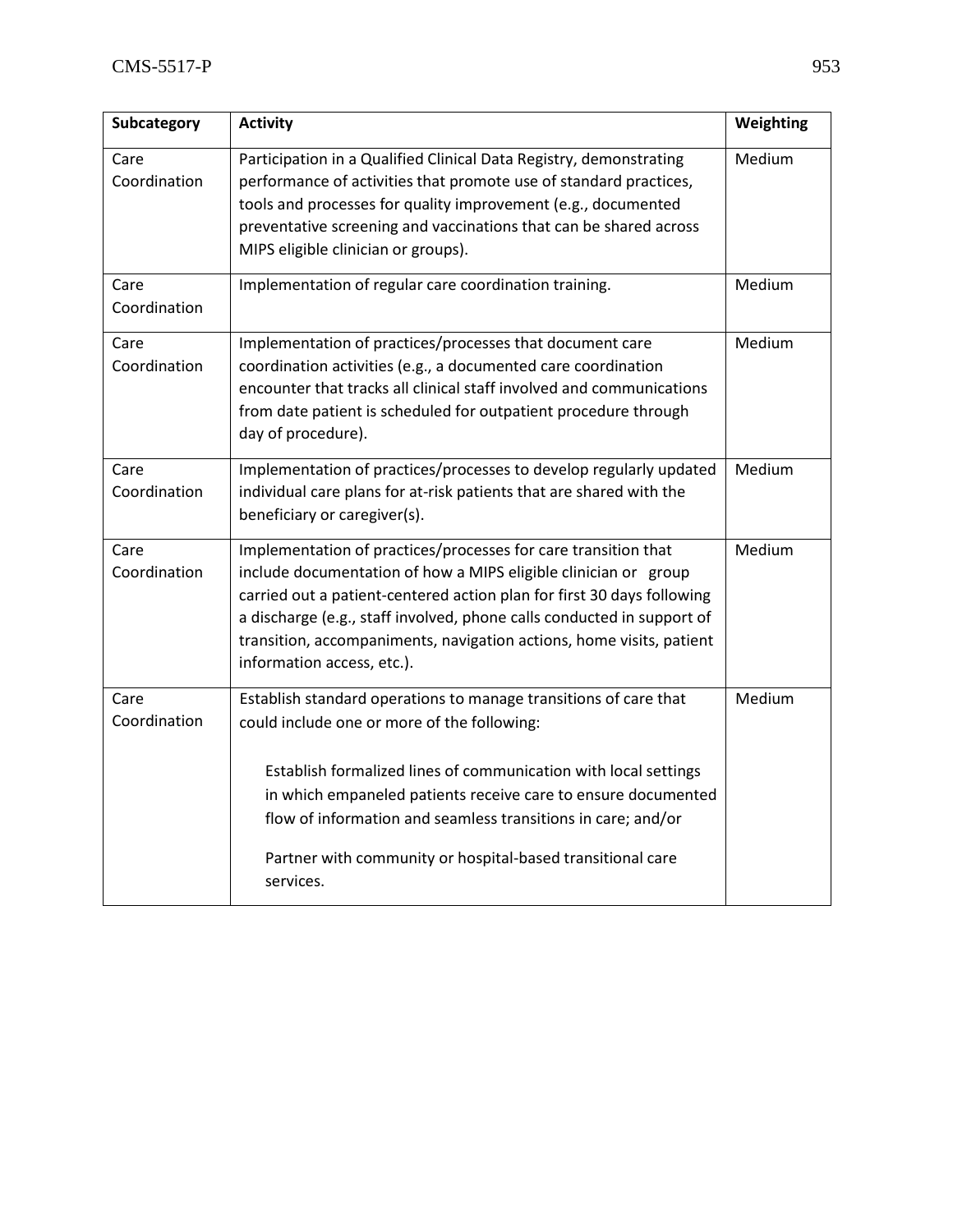| Subcategory | Activity | Weighting |
|---|---|---|
| Care Coordination | Participation in a Qualified Clinical Data Registry, demonstrating performance of activities that promote use of standard practices, tools and processes for quality improvement (e.g., documented preventative screening and vaccinations that can be shared across MIPS eligible clinician or groups). | Medium |
| Care Coordination | Implementation of regular care coordination training. | Medium |
| Care Coordination | Implementation of practices/processes that document care coordination activities (e.g., a documented care coordination encounter that tracks all clinical staff involved and communications from date patient is scheduled for outpatient procedure through day of procedure). | Medium |
| Care Coordination | Implementation of practices/processes to develop regularly updated individual care plans for at-risk patients that are shared with the beneficiary or caregiver(s). | Medium |
| Care Coordination | Implementation of practices/processes for care transition that include documentation of how a MIPS eligible clinician or group carried out a patient-centered action plan for first 30 days following a discharge (e.g., staff involved, phone calls conducted in support of transition, accompaniments, navigation actions, home visits, patient information access, etc.). | Medium |
| Care Coordination | Establish standard operations to manage transitions of care that could include one or more of the following: <br><br> Establish formalized lines of communication with local settings in which empaneled patients receive care to ensure documented flow of information and seamless transitions in care; and/or <br><br> Partner with community or hospital-based transitional care services. | Medium |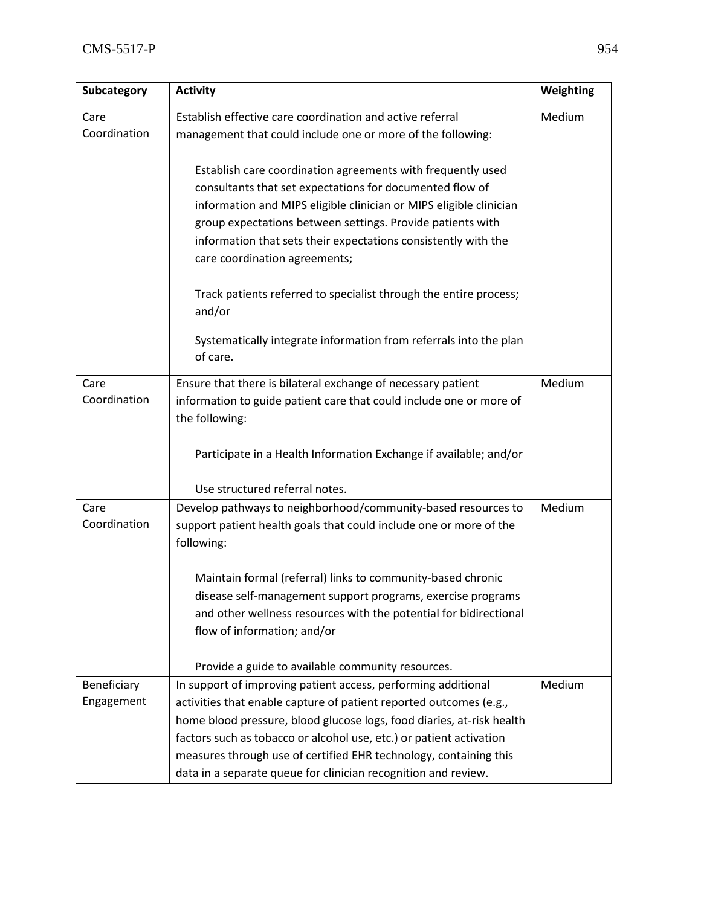| Subcategory | Activity | Weighting |
| --- | --- | --- |
| Care Coordination | Establish effective care coordination and active referral management that could include one or more of the following:<br><br>Establish care coordination agreements with frequently used consultants that set expectations for documented flow of information and MIPS eligible clinician or MIPS eligible clinician group expectations between settings. Provide patients with information that sets their expectations consistently with the care coordination agreements;<br><br>Track patients referred to specialist through the entire process; and/or<br><br>Systematically integrate information from referrals into the plan of care. | Medium |
| Care Coordination | Ensure that there is bilateral exchange of necessary patient information to guide patient care that could include one or more of the following:<br><br>Participate in a Health Information Exchange if available; and/or<br><br>Use structured referral notes. | Medium |
| Care Coordination | Develop pathways to neighborhood/community-based resources to support patient health goals that could include one or more of the following:<br><br>Maintain formal (referral) links to community-based chronic disease self-management support programs, exercise programs and other wellness resources with the potential for bidirectional flow of information; and/or<br><br>Provide a guide to available community resources. | Medium |
| Beneficiary Engagement | In support of improving patient access, performing additional activities that enable capture of patient reported outcomes (e.g., home blood pressure, blood glucose logs, food diaries, at-risk health factors such as tobacco or alcohol use, etc.) or patient activation measures through use of certified EHR technology, containing this data in a separate queue for clinician recognition and review. | Medium |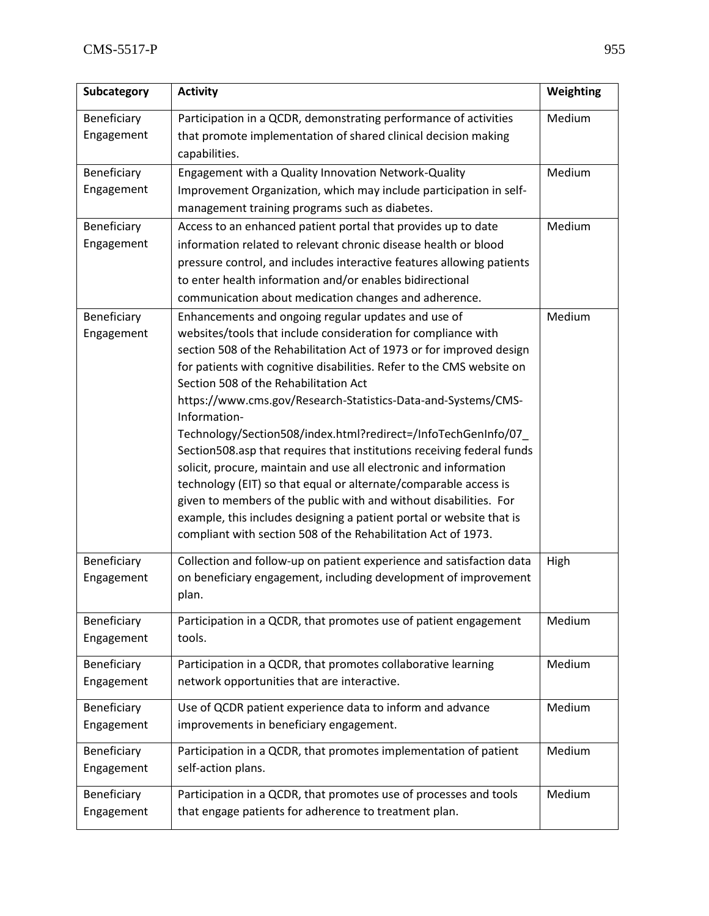| Subcategory | Activity | Weighting |
| --- | --- | --- |
| Beneficiary Engagement | Participation in a QCDR, demonstrating performance of activities that promote implementation of shared clinical decision making capabilities. | Medium |
| Beneficiary Engagement | Engagement with a Quality Innovation Network-Quality Improvement Organization, which may include participation in self-management training programs such as diabetes. | Medium |
| Beneficiary Engagement | Access to an enhanced patient portal that provides up to date information related to relevant chronic disease health or blood pressure control, and includes interactive features allowing patients to enter health information and/or enables bidirectional communication about medication changes and adherence. | Medium |
| Beneficiary Engagement | Enhancements and ongoing regular updates and use of websites/tools that include consideration for compliance with section 508 of the Rehabilitation Act of 1973 or for improved design for patients with cognitive disabilities. Refer to the CMS website on Section 508 of the Rehabilitation Act https://www.cms.gov/Research-Statistics-Data-and-Systems/CMS-Information-Technology/Section508/index.html?redirect=/InfoTechGenInfo/07_Section508.asp that requires that institutions receiving federal funds solicit, procure, maintain and use all electronic and information technology (EIT) so that equal or alternate/comparable access is given to members of the public with and without disabilities. For example, this includes designing a patient portal or website that is compliant with section 508 of the Rehabilitation Act of 1973. | Medium |
| Beneficiary Engagement | Collection and follow-up on patient experience and satisfaction data on beneficiary engagement, including development of improvement plan. | High |
| Beneficiary Engagement | Participation in a QCDR, that promotes use of patient engagement tools. | Medium |
| Beneficiary Engagement | Participation in a QCDR, that promotes collaborative learning network opportunities that are interactive. | Medium |
| Beneficiary Engagement | Use of QCDR patient experience data to inform and advance improvements in beneficiary engagement. | Medium |
| Beneficiary Engagement | Participation in a QCDR, that promotes implementation of patient self-action plans. | Medium |
| Beneficiary Engagement | Participation in a QCDR, that promotes use of processes and tools that engage patients for adherence to treatment plan. | Medium |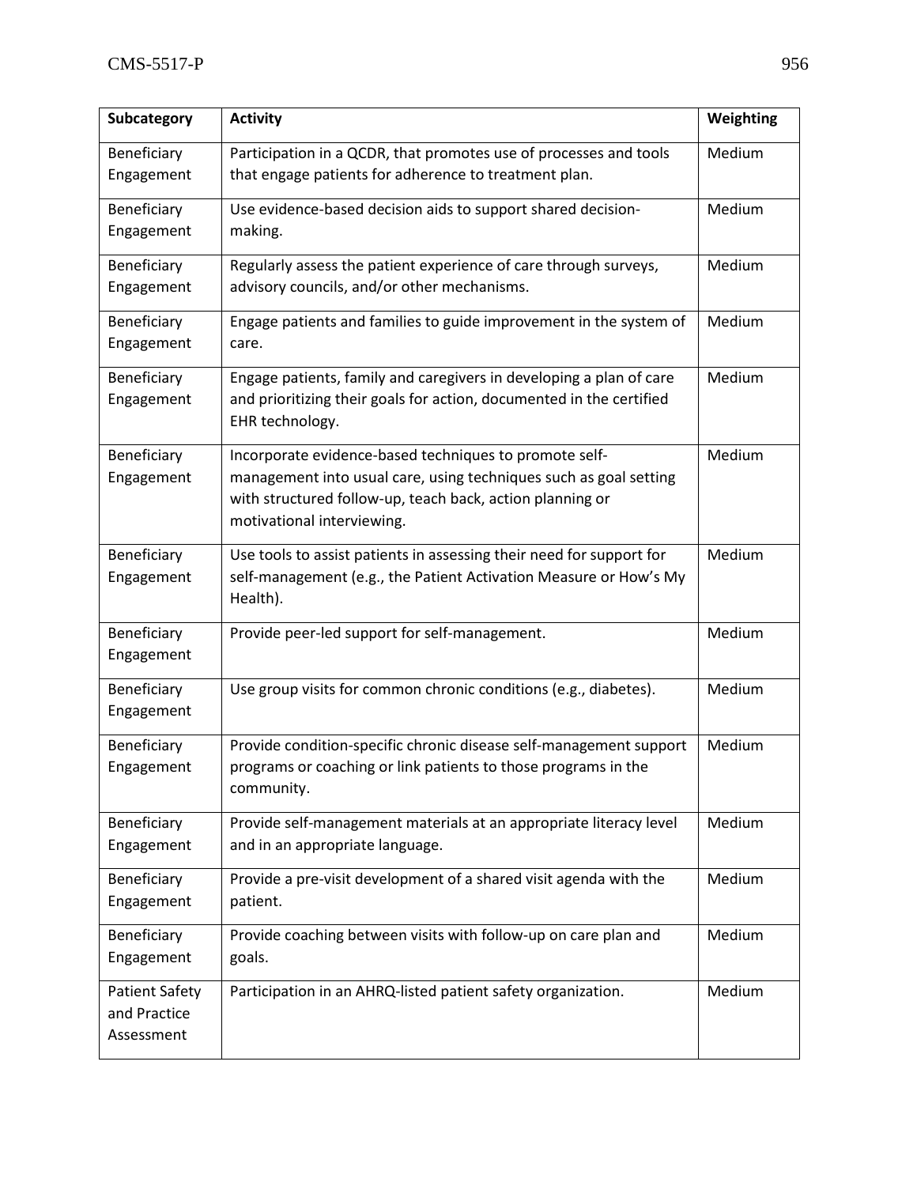| Subcategory | Activity | Weighting |
|---|---|---|
| Beneficiary Engagement | Participation in a QCDR, that promotes use of processes and tools that engage patients for adherence to treatment plan. | Medium |
| Beneficiary Engagement | Use evidence-based decision aids to support shared decision-making. | Medium |
| Beneficiary Engagement | Regularly assess the patient experience of care through surveys, advisory councils, and/or other mechanisms. | Medium |
| Beneficiary Engagement | Engage patients and families to guide improvement in the system of care. | Medium |
| Beneficiary Engagement | Engage patients, family and caregivers in developing a plan of care and prioritizing their goals for action, documented in the certified EHR technology. | Medium |
| Beneficiary Engagement | Incorporate evidence-based techniques to promote self-management into usual care, using techniques such as goal setting with structured follow-up, teach back, action planning or motivational interviewing. | Medium |
| Beneficiary Engagement | Use tools to assist patients in assessing their need for support for self-management (e.g., the Patient Activation Measure or How's My Health). | Medium |
| Beneficiary Engagement | Provide peer-led support for self-management. | Medium |
| Beneficiary Engagement | Use group visits for common chronic conditions (e.g., diabetes). | Medium |
| Beneficiary Engagement | Provide condition-specific chronic disease self-management support programs or coaching or link patients to those programs in the community. | Medium |
| Beneficiary Engagement | Provide self-management materials at an appropriate literacy level and in an appropriate language. | Medium |
| Beneficiary Engagement | Provide a pre-visit development of a shared visit agenda with the patient. | Medium |
| Beneficiary Engagement | Provide coaching between visits with follow-up on care plan and goals. | Medium |
| Patient Safety and Practice Assessment | Participation in an AHRQ-listed patient safety organization. | Medium |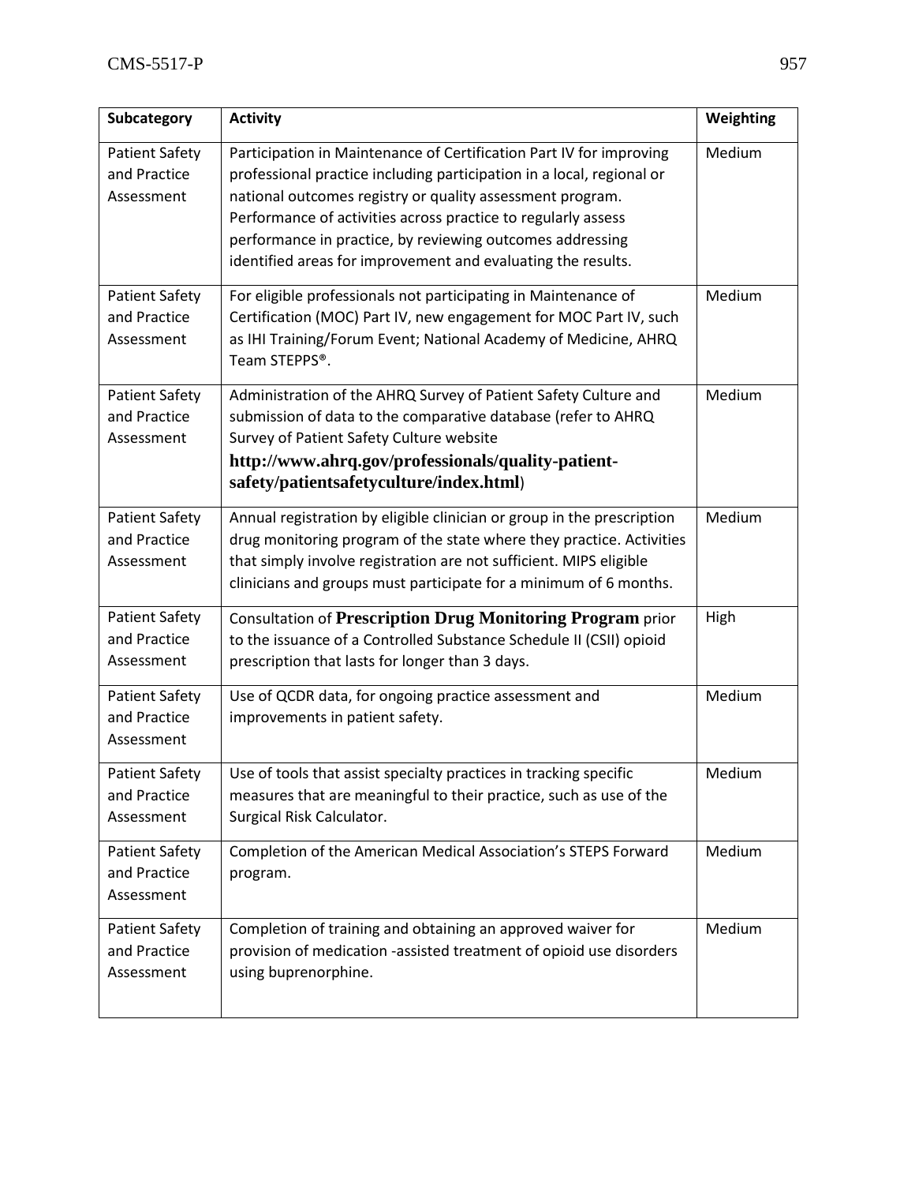| Subcategory | Activity | Weighting |
|---|---|---|
| Patient Safety and Practice Assessment | Participation in Maintenance of Certification Part IV for improving professional practice including participation in a local, regional or national outcomes registry or quality assessment program. Performance of activities across practice to regularly assess performance in practice, by reviewing outcomes addressing identified areas for improvement and evaluating the results. | Medium |
| Patient Safety and Practice Assessment | For eligible professionals not participating in Maintenance of Certification (MOC) Part IV, new engagement for MOC Part IV, such as IHI Training/Forum Event; National Academy of Medicine, AHRQ Team STEPPS®. | Medium |
| Patient Safety and Practice Assessment | Administration of the AHRQ Survey of Patient Safety Culture and submission of data to the comparative database (refer to AHRQ Survey of Patient Safety Culture website **http://www.ahrq.gov/professionals/quality-patient-safety/patientsafetyculture/index.html**) | Medium |
| Patient Safety and Practice Assessment | Annual registration by eligible clinician or group in the prescription drug monitoring program of the state where they practice. Activities that simply involve registration are not sufficient. MIPS eligible clinicians and groups must participate for a minimum of 6 months. | Medium |
| Patient Safety and Practice Assessment | Consultation of **Prescription Drug Monitoring Program** prior to the issuance of a Controlled Substance Schedule II (CSII) opioid prescription that lasts for longer than 3 days. | High |
| Patient Safety and Practice Assessment | Use of QCDR data, for ongoing practice assessment and improvements in patient safety. | Medium |
| Patient Safety and Practice Assessment | Use of tools that assist specialty practices in tracking specific measures that are meaningful to their practice, such as use of the Surgical Risk Calculator. | Medium |
| Patient Safety and Practice Assessment | Completion of the American Medical Association's STEPS Forward program. | Medium |
| Patient Safety and Practice Assessment | Completion of training and obtaining an approved waiver for provision of medication -assisted treatment of opioid use disorders using buprenorphine. | Medium |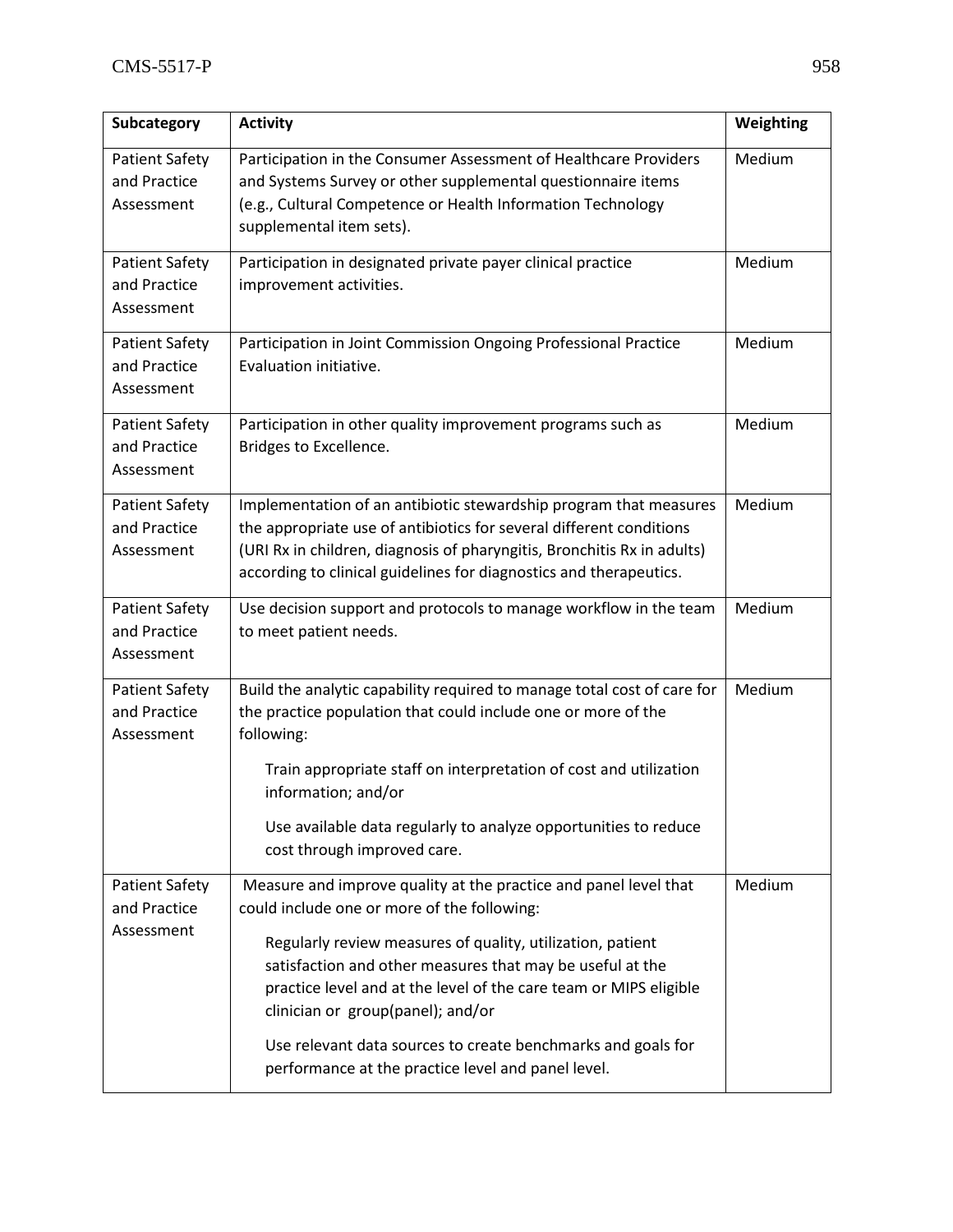| Subcategory | Activity | Weighting |
|---|---|---|
| Patient Safety and Practice Assessment | Participation in the Consumer Assessment of Healthcare Providers and Systems Survey or other supplemental questionnaire items (e.g., Cultural Competence or Health Information Technology supplemental item sets). | Medium |
| Patient Safety and Practice Assessment | Participation in designated private payer clinical practice improvement activities. | Medium |
| Patient Safety and Practice Assessment | Participation in Joint Commission Ongoing Professional Practice Evaluation initiative. | Medium |
| Patient Safety and Practice Assessment | Participation in other quality improvement programs such as Bridges to Excellence. | Medium |
| Patient Safety and Practice Assessment | Implementation of an antibiotic stewardship program that measures the appropriate use of antibiotics for several different conditions (URI Rx in children, diagnosis of pharyngitis, Bronchitis Rx in adults) according to clinical guidelines for diagnostics and therapeutics. | Medium |
| Patient Safety and Practice Assessment | Use decision support and protocols to manage workflow in the team to meet patient needs. | Medium |
| Patient Safety and Practice Assessment | Build the analytic capability required to manage total cost of care for the practice population that could include one or more of the following: <br> Train appropriate staff on interpretation of cost and utilization information; and/or <br> Use available data regularly to analyze opportunities to reduce cost through improved care. | Medium |
| Patient Safety and Practice Assessment | Measure and improve quality at the practice and panel level that could include one or more of the following: <br> Regularly review measures of quality, utilization, patient satisfaction and other measures that may be useful at the practice level and at the level of the care team or MIPS eligible clinician or group(panel); and/or <br> Use relevant data sources to create benchmarks and goals for performance at the practice level and panel level. | Medium |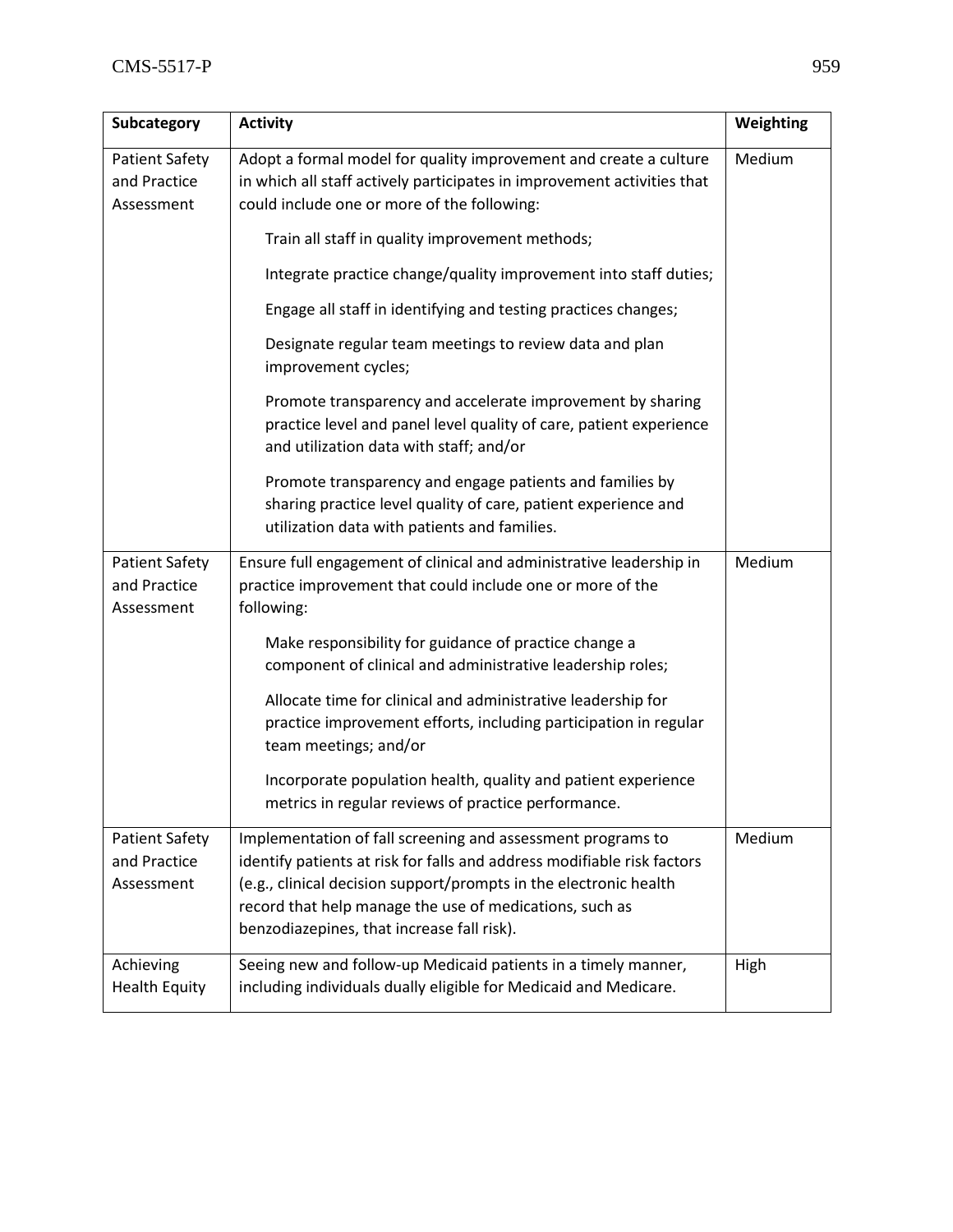| Subcategory | Activity | Weighting |
|---|---|---|
| Patient Safety and Practice Assessment | Adopt a formal model for quality improvement and create a culture in which all staff actively participates in improvement activities that could include one or more of the following:<br><br>Train all staff in quality improvement methods;<br><br>Integrate practice change/quality improvement into staff duties;<br><br>Engage all staff in identifying and testing practices changes;<br><br>Designate regular team meetings to review data and plan improvement cycles;<br><br>Promote transparency and accelerate improvement by sharing practice level and panel level quality of care, patient experience and utilization data with staff; and/or<br><br>Promote transparency and engage patients and families by sharing practice level quality of care, patient experience and utilization data with patients and families. | Medium |
| Patient Safety and Practice Assessment | Ensure full engagement of clinical and administrative leadership in practice improvement that could include one or more of the following:<br><br>Make responsibility for guidance of practice change a component of clinical and administrative leadership roles;<br><br>Allocate time for clinical and administrative leadership for practice improvement efforts, including participation in regular team meetings; and/or<br><br>Incorporate population health, quality and patient experience metrics in regular reviews of practice performance. | Medium |
| Patient Safety and Practice Assessment | Implementation of fall screening and assessment programs to identify patients at risk for falls and address modifiable risk factors (e.g., clinical decision support/prompts in the electronic health record that help manage the use of medications, such as benzodiazepines, that increase fall risk). | Medium |
| Achieving Health Equity | Seeing new and follow-up Medicaid patients in a timely manner, including individuals dually eligible for Medicaid and Medicare. | High |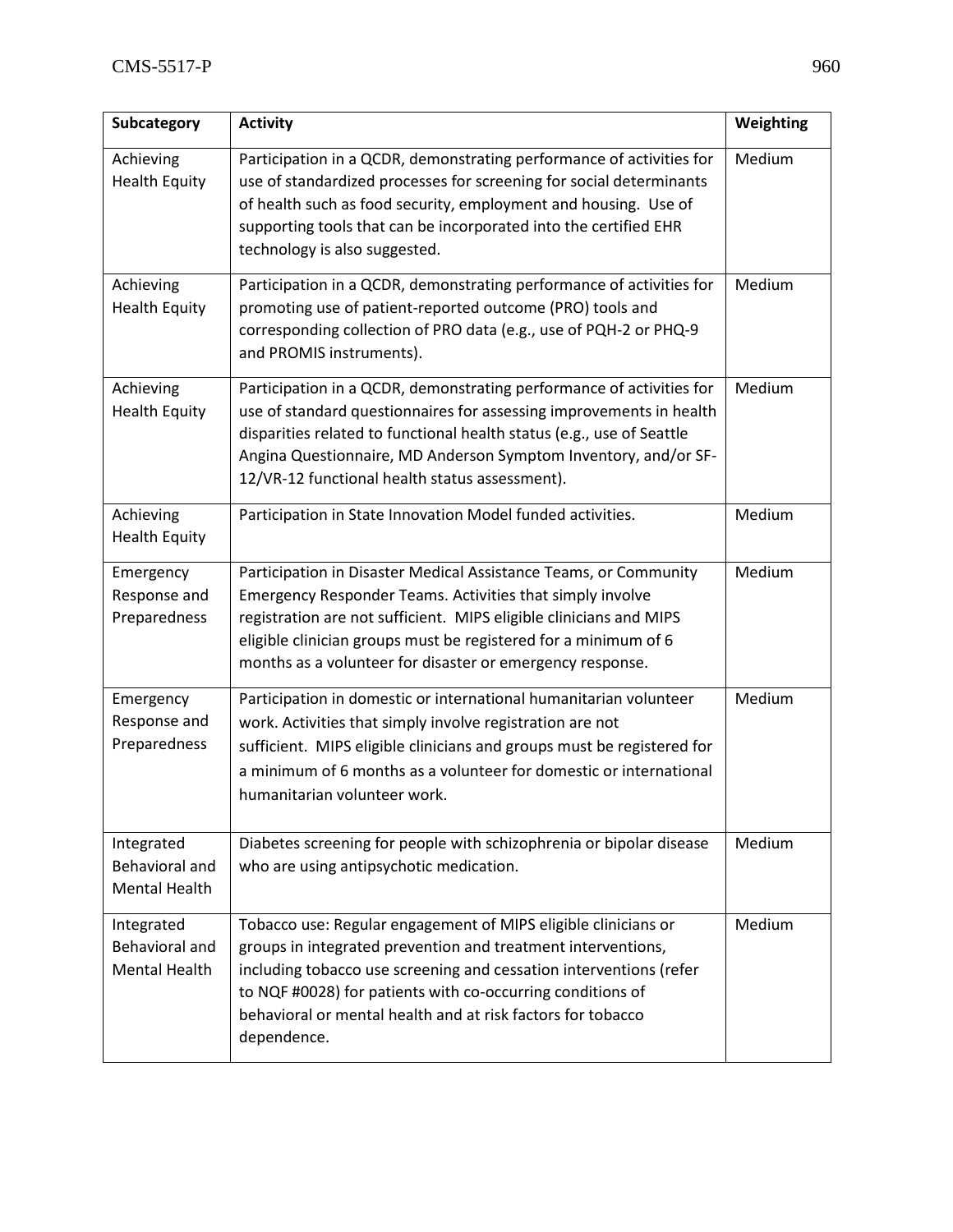| Subcategory | Activity | Weighting |
|---|---|---|
| Achieving Health Equity | Participation in a QCDR, demonstrating performance of activities for use of standardized processes for screening for social determinants of health such as food security, employment and housing. Use of supporting tools that can be incorporated into the certified EHR technology is also suggested. | Medium |
| Achieving Health Equity | Participation in a QCDR, demonstrating performance of activities for promoting use of patient-reported outcome (PRO) tools and corresponding collection of PRO data (e.g., use of PQH-2 or PHQ-9 and PROMIS instruments). | Medium |
| Achieving Health Equity | Participation in a QCDR, demonstrating performance of activities for use of standard questionnaires for assessing improvements in health disparities related to functional health status (e.g., use of Seattle Angina Questionnaire, MD Anderson Symptom Inventory, and/or SF-12/VR-12 functional health status assessment). | Medium |
| Achieving Health Equity | Participation in State Innovation Model funded activities. | Medium |
| Emergency Response and Preparedness | Participation in Disaster Medical Assistance Teams, or Community Emergency Responder Teams. Activities that simply involve registration are not sufficient. MIPS eligible clinicians and MIPS eligible clinician groups must be registered for a minimum of 6 months as a volunteer for disaster or emergency response. | Medium |
| Emergency Response and Preparedness | Participation in domestic or international humanitarian volunteer work. Activities that simply involve registration are not sufficient. MIPS eligible clinicians and groups must be registered for a minimum of 6 months as a volunteer for domestic or international humanitarian volunteer work. | Medium |
| Integrated Behavioral and Mental Health | Diabetes screening for people with schizophrenia or bipolar disease who are using antipsychotic medication. | Medium |
| Integrated Behavioral and Mental Health | Tobacco use: Regular engagement of MIPS eligible clinicians or groups in integrated prevention and treatment interventions, including tobacco use screening and cessation interventions (refer to NQF #0028) for patients with co-occurring conditions of behavioral or mental health and at risk factors for tobacco dependence. | Medium |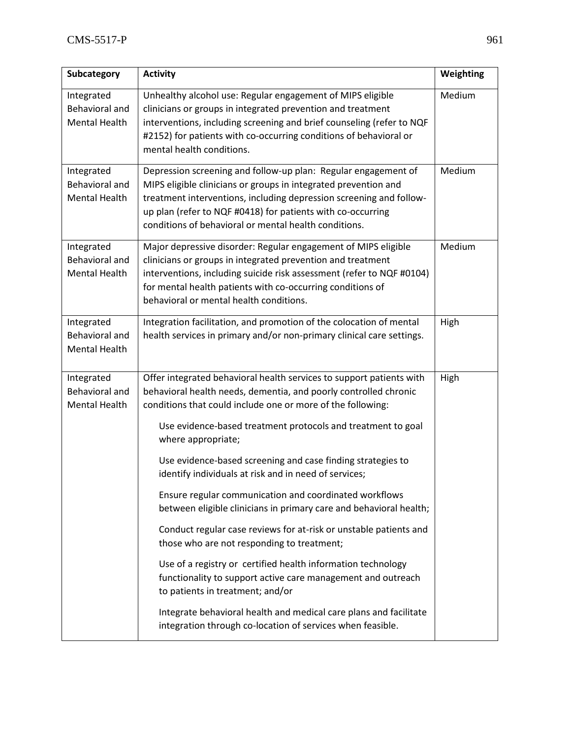| Subcategory | Activity | Weighting |
|---|---|---|
| Integrated Behavioral and Mental Health | Unhealthy alcohol use: Regular engagement of MIPS eligible clinicians or groups in integrated prevention and treatment interventions, including screening and brief counseling (refer to NQF #2152) for patients with co-occurring conditions of behavioral or mental health conditions. | Medium |
| Integrated Behavioral and Mental Health | Depression screening and follow-up plan: Regular engagement of MIPS eligible clinicians or groups in integrated prevention and treatment interventions, including depression screening and follow-up plan (refer to NQF #0418) for patients with co-occurring conditions of behavioral or mental health conditions. | Medium |
| Integrated Behavioral and Mental Health | Major depressive disorder: Regular engagement of MIPS eligible clinicians or groups in integrated prevention and treatment interventions, including suicide risk assessment (refer to NQF #0104) for mental health patients with co-occurring conditions of behavioral or mental health conditions. | Medium |
| Integrated Behavioral and Mental Health | Integration facilitation, and promotion of the colocation of mental health services in primary and/or non-primary clinical care settings. | High |
| Integrated Behavioral and Mental Health | Offer integrated behavioral health services to support patients with behavioral health needs, dementia, and poorly controlled chronic conditions that could include one or more of the following:<br><br>Use evidence-based treatment protocols and treatment to goal where appropriate;<br><br>Use evidence-based screening and case finding strategies to identify individuals at risk and in need of services;<br><br>Ensure regular communication and coordinated workflows between eligible clinicians in primary care and behavioral health;<br><br>Conduct regular case reviews for at-risk or unstable patients and those who are not responding to treatment;<br><br>Use of a registry or certified health information technology functionality to support active care management and outreach to patients in treatment; and/or<br><br>Integrate behavioral health and medical care plans and facilitate integration through co-location of services when feasible. | High |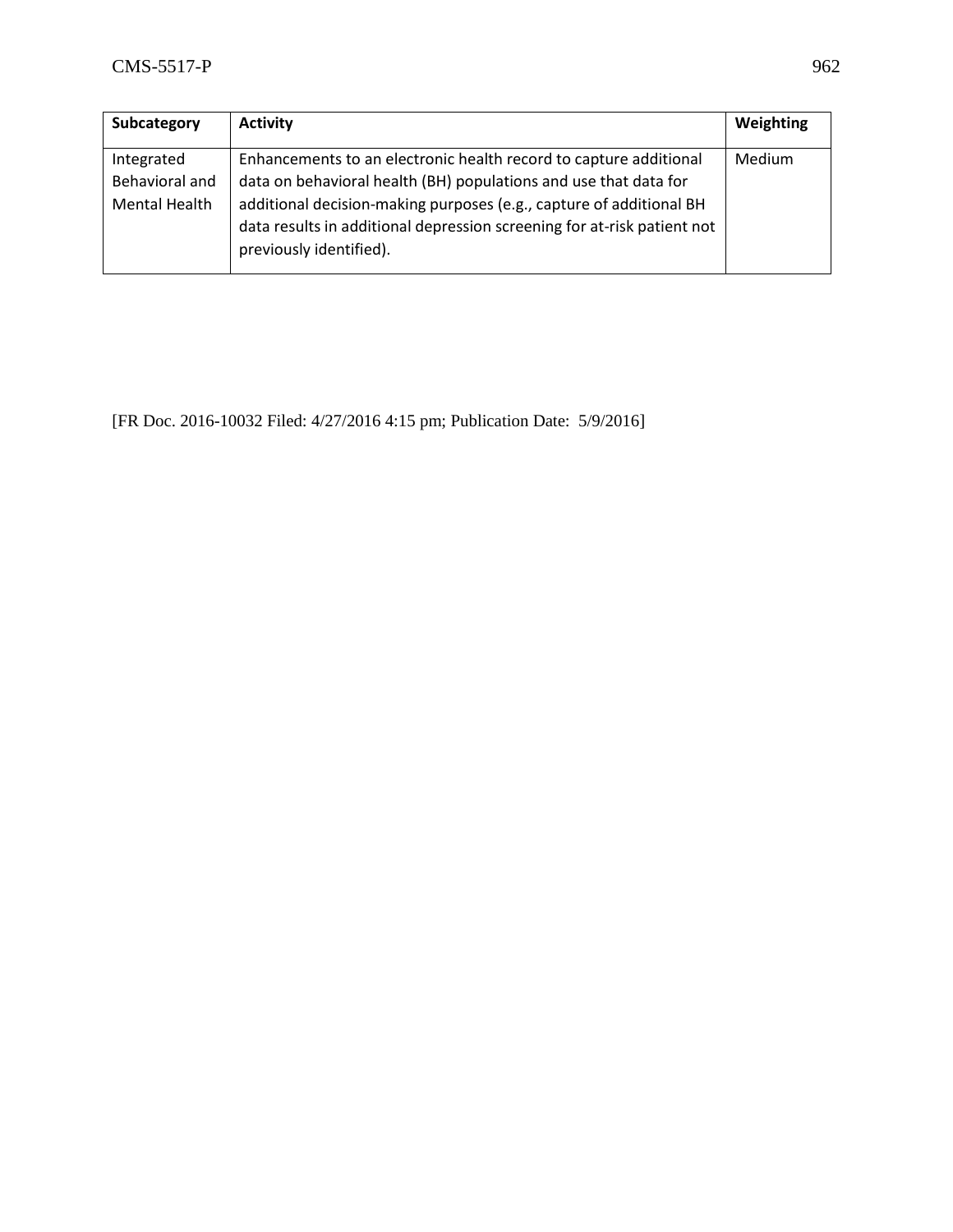| Subcategory | Activity | Weighting |
| --- | --- | --- |
| Integrated Behavioral and Mental Health | Enhancements to an electronic health record to capture additional data on behavioral health (BH) populations and use that data for additional decision-making purposes (e.g., capture of additional BH data results in additional depression screening for at-risk patient not previously identified). | Medium |

[FR Doc. 2016-10032 Filed: 4/27/2016 4:15 pm; Publication Date: 5/9/2016]